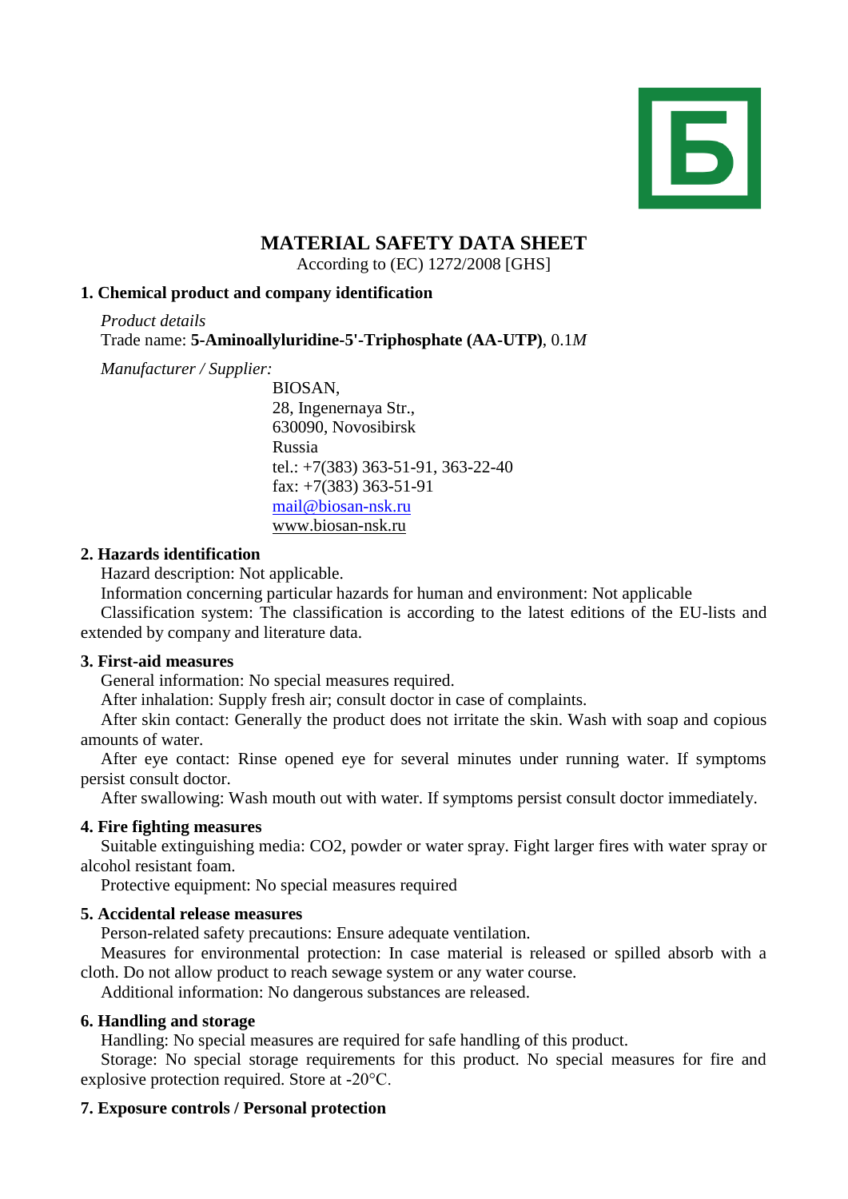# MATERIAL SAFETY DATA SHEET

According to (EC) 1272/2008 [GHS]

## 1. Chemical product and company identification

*Product details*

Trade name: **5-Aminoallyluridine-5'-Triphosphate (AA-UTP)**, 0.1*M*

*Manufacturer / Supplier:*

BIOSAN,
28, Ingenernaya Str.,
630090, Novosibirsk
Russia
tel.: +7(383) 363-51-91, 363-22-40
fax: +7(383) 363-51-91
mail@biosan-nsk.ru
www.biosan-nsk.ru

## 2. Hazards identification

Hazard description: Not applicable.

Information concerning particular hazards for human and environment: Not applicable

Classification system: The classification is according to the latest editions of the EU-lists and extended by company and literature data.

## 3. First-aid measures

General information: No special measures required.

After inhalation: Supply fresh air; consult doctor in case of complaints.

After skin contact: Generally the product does not irritate the skin. Wash with soap and copious amounts of water.

After eye contact: Rinse opened eye for several minutes under running water. If symptoms persist consult doctor.

After swallowing: Wash mouth out with water. If symptoms persist consult doctor immediately.

## 4. Fire fighting measures

Suitable extinguishing media: $CO_2$, powder or water spray. Fight larger fires with water spray or alcohol resistant foam.

Protective equipment: No special measures required

## 5. Accidental release measures

Person-related safety precautions: Ensure adequate ventilation.

Measures for environmental protection: In case material is released or spilled absorb with a cloth. Do not allow product to reach sewage system or any water course.

Additional information: No dangerous substances are released.

## 6. Handling and storage

Handling: No special measures are required for safe handling of this product.

Storage: No special storage requirements for this product. No special measures for fire and explosive protection required. Store at -20°C.

## 7. Exposure controls / Personal protection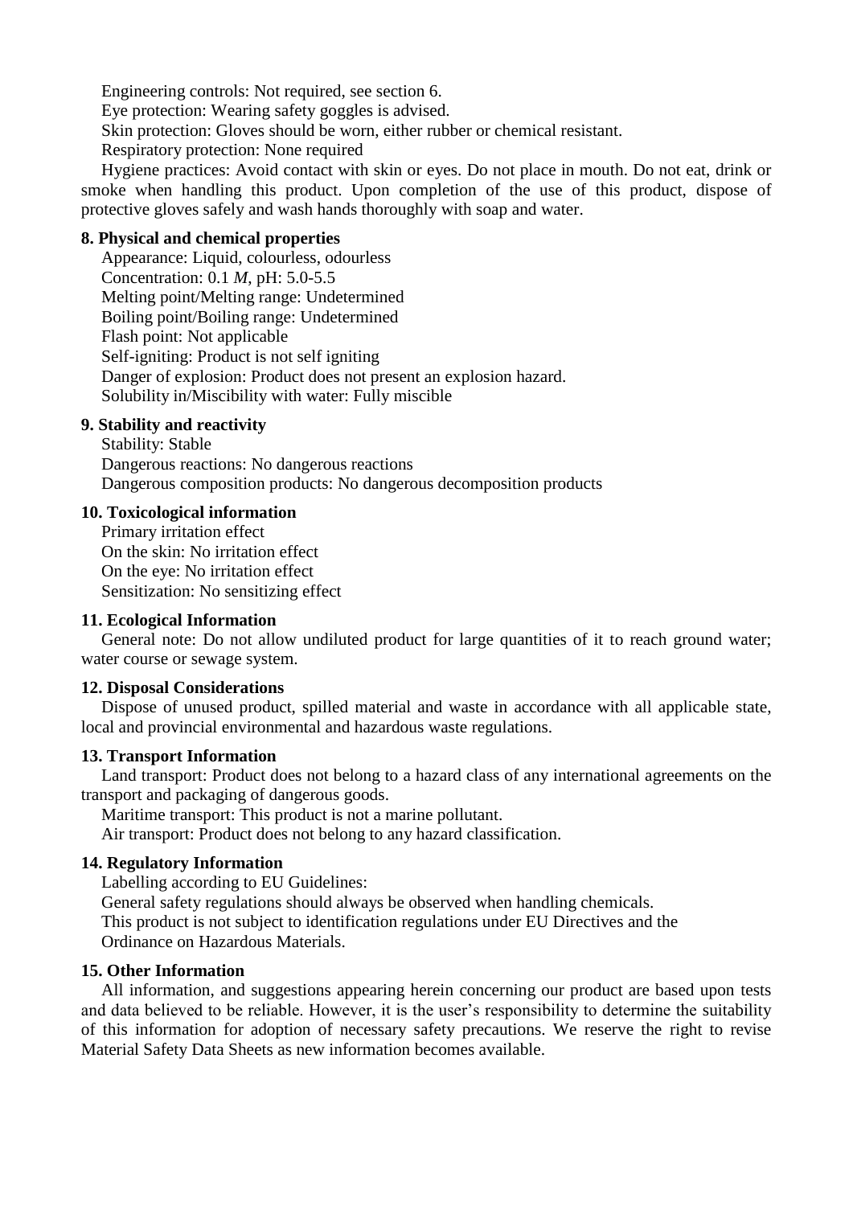Engineering controls: Not required, see section 6.

Eye protection: Wearing safety goggles is advised.

Skin protection: Gloves should be worn, either rubber or chemical resistant.

Respiratory protection: None required

Hygiene practices: Avoid contact with skin or eyes. Do not place in mouth. Do not eat, drink or smoke when handling this product. Upon completion of the use of this product, dispose of protective gloves safely and wash hands thoroughly with soap and water.

**8. Physical and chemical properties**

Appearance: Liquid, colourless, odourless

Concentration: 0.1 *M*, pH: 5.0-5.5

Melting point/Melting range: Undetermined

Boiling point/Boiling range: Undetermined

Flash point: Not applicable

Self-igniting: Product is not self igniting

Danger of explosion: Product does not present an explosion hazard.

Solubility in/Miscibility with water: Fully miscible

**9. Stability and reactivity**

Stability: Stable

Dangerous reactions: No dangerous reactions

Dangerous composition products: No dangerous decomposition products

**10. Toxicological information**

Primary irritation effect

On the skin: No irritation effect

On the eye: No irritation effect

Sensitization: No sensitizing effect

**11. Ecological Information**

General note: Do not allow undiluted product for large quantities of it to reach ground water; water course or sewage system.

**12. Disposal Considerations**

Dispose of unused product, spilled material and waste in accordance with all applicable state, local and provincial environmental and hazardous waste regulations.

**13. Transport Information**

Land transport: Product does not belong to a hazard class of any international agreements on the transport and packaging of dangerous goods.

Maritime transport: This product is not a marine pollutant.

Air transport: Product does not belong to any hazard classification.

**14. Regulatory Information**

Labelling according to EU Guidelines:

General safety regulations should always be observed when handling chemicals.

This product is not subject to identification regulations under EU Directives and the Ordinance on Hazardous Materials.

**15. Other Information**

All information, and suggestions appearing herein concerning our product are based upon tests and data believed to be reliable. However, it is the user's responsibility to determine the suitability of this information for adoption of necessary safety precautions. We reserve the right to revise Material Safety Data Sheets as new information becomes available.